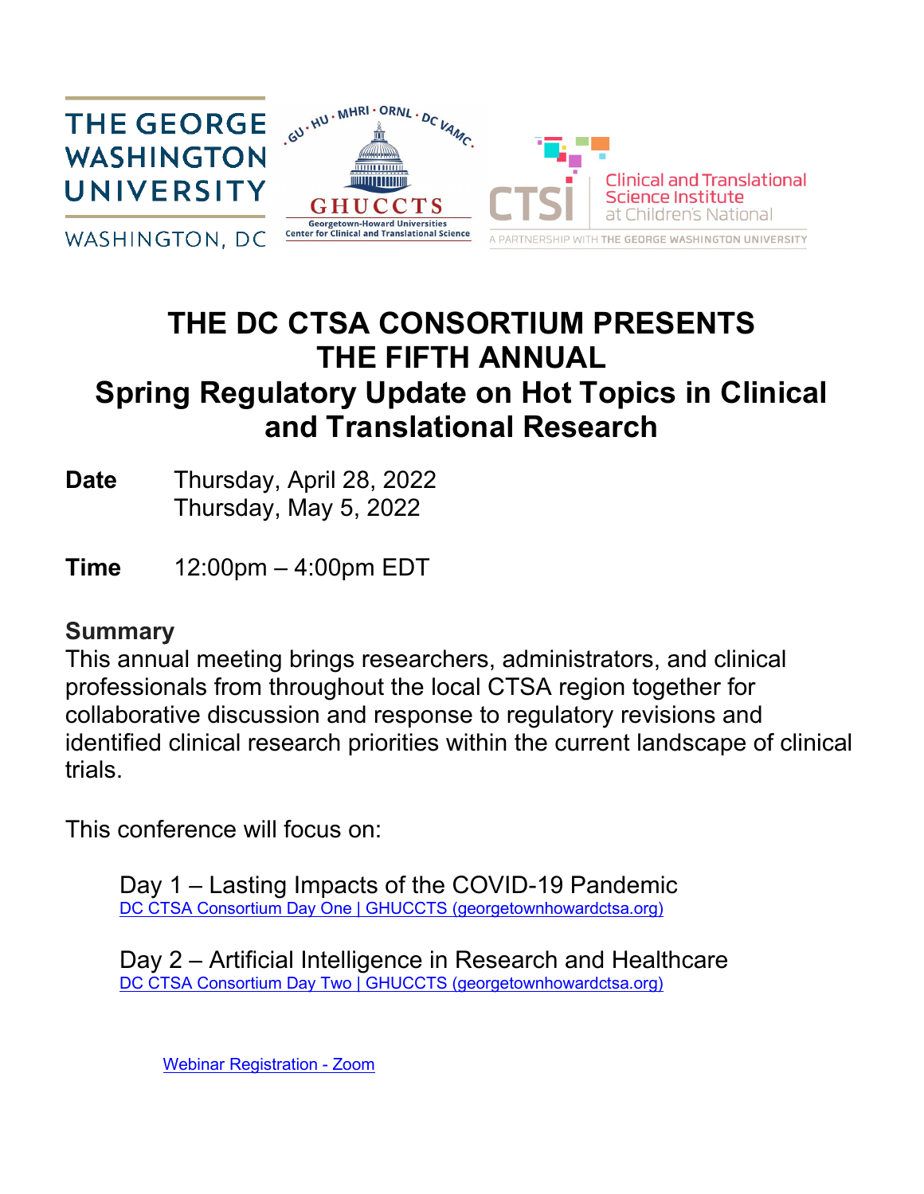THE GEORGE WASHINGTON UNIVERSITY

WASHINGTON, DC

GU · HU · MHRI · ORNL · DC VAMC

GHUCCTS

Georgetown-Howard Universities Center for Clinical and Translational Science

CTSI Clinical and Translational Science Institute at Children's National

A PARTNERSHIP WITH THE GEORGE WASHINGTON UNIVERSITY

# THE DC CTSA CONSORTIUM PRESENTS THE FIFTH ANNUAL Spring Regulatory Update on Hot Topics in Clinical and Translational Research

**Date** Thursday, April 28, 2022
Thursday, May 5, 2022

**Time** 12:00pm – 4:00pm EDT

## Summary

This annual meeting brings researchers, administrators, and clinical professionals from throughout the local CTSA region together for collaborative discussion and response to regulatory revisions and identified clinical research priorities within the current landscape of clinical trials.

This conference will focus on:

Day 1 – Lasting Impacts of the COVID-19 Pandemic
DC CTSA Consortium Day One | GHUCCTS (georgetownhowardctsa.org)

Day 2 – Artificial Intelligence in Research and Healthcare
DC CTSA Consortium Day Two | GHUCCTS (georgetownhowardctsa.org)

Webinar Registration - Zoom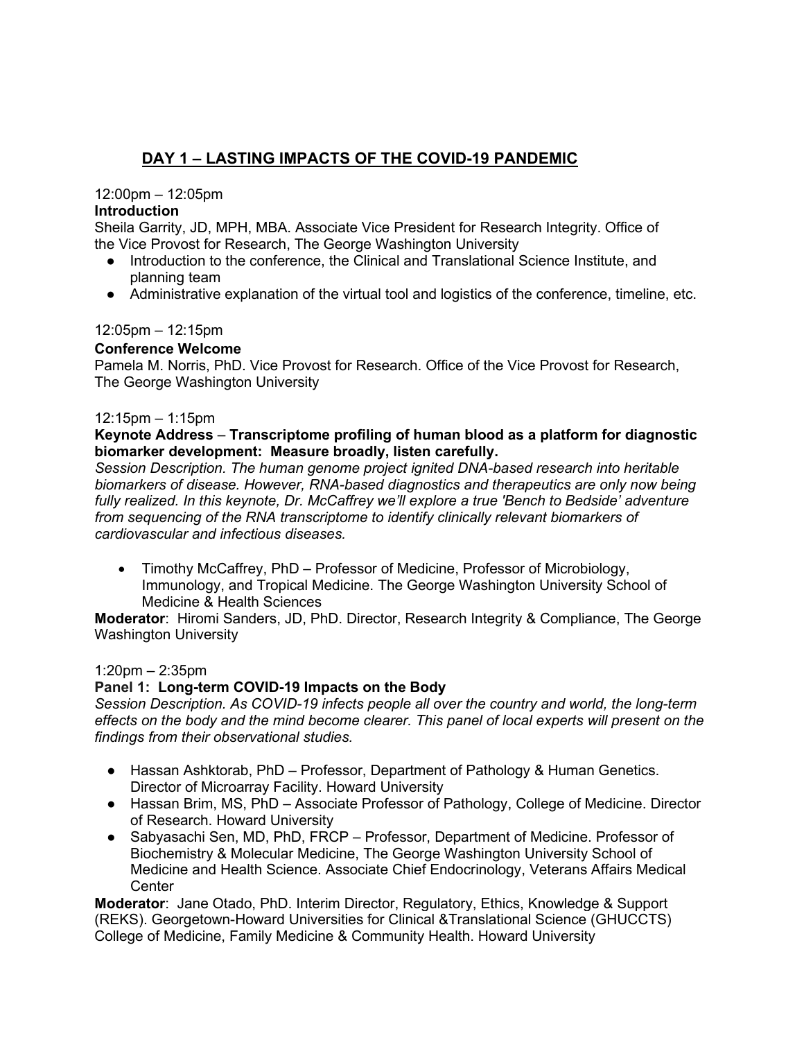## DAY 1 – LASTING IMPACTS OF THE COVID-19 PANDEMIC

12:00pm – 12:05pm

**Introduction**

Sheila Garrity, JD, MPH, MBA. Associate Vice President for Research Integrity. Office of the Vice Provost for Research, The George Washington University

- Introduction to the conference, the Clinical and Translational Science Institute, and planning team
- Administrative explanation of the virtual tool and logistics of the conference, timeline, etc.

12:05pm – 12:15pm

**Conference Welcome**

Pamela M. Norris, PhD. Vice Provost for Research. Office of the Vice Provost for Research, The George Washington University

12:15pm – 1:15pm

**Keynote Address** – **Transcriptome profiling of human blood as a platform for diagnostic biomarker development: Measure broadly, listen carefully.**

*Session Description. The human genome project ignited DNA-based research into heritable biomarkers of disease. However, RNA-based diagnostics and therapeutics are only now being fully realized. In this keynote, Dr. McCaffrey we'll explore a true 'Bench to Bedside' adventure from sequencing of the RNA transcriptome to identify clinically relevant biomarkers of cardiovascular and infectious diseases.*

- Timothy McCaffrey, PhD – Professor of Medicine, Professor of Microbiology, Immunology, and Tropical Medicine. The George Washington University School of Medicine & Health Sciences

**Moderator**: Hiromi Sanders, JD, PhD. Director, Research Integrity & Compliance, The George Washington University

1:20pm – 2:35pm

**Panel 1: Long-term COVID-19 Impacts on the Body**

*Session Description. As COVID-19 infects people all over the country and world, the long-term effects on the body and the mind become clearer. This panel of local experts will present on the findings from their observational studies.*

- Hassan Ashktorab, PhD – Professor, Department of Pathology & Human Genetics. Director of Microarray Facility. Howard University
- Hassan Brim, MS, PhD – Associate Professor of Pathology, College of Medicine. Director of Research. Howard University
- Sabyasachi Sen, MD, PhD, FRCP – Professor, Department of Medicine. Professor of Biochemistry & Molecular Medicine, The George Washington University School of Medicine and Health Science. Associate Chief Endocrinology, Veterans Affairs Medical Center

**Moderator**: Jane Otado, PhD. Interim Director, Regulatory, Ethics, Knowledge & Support (REKS). Georgetown-Howard Universities for Clinical &Translational Science (GHUCCTS) College of Medicine, Family Medicine & Community Health. Howard University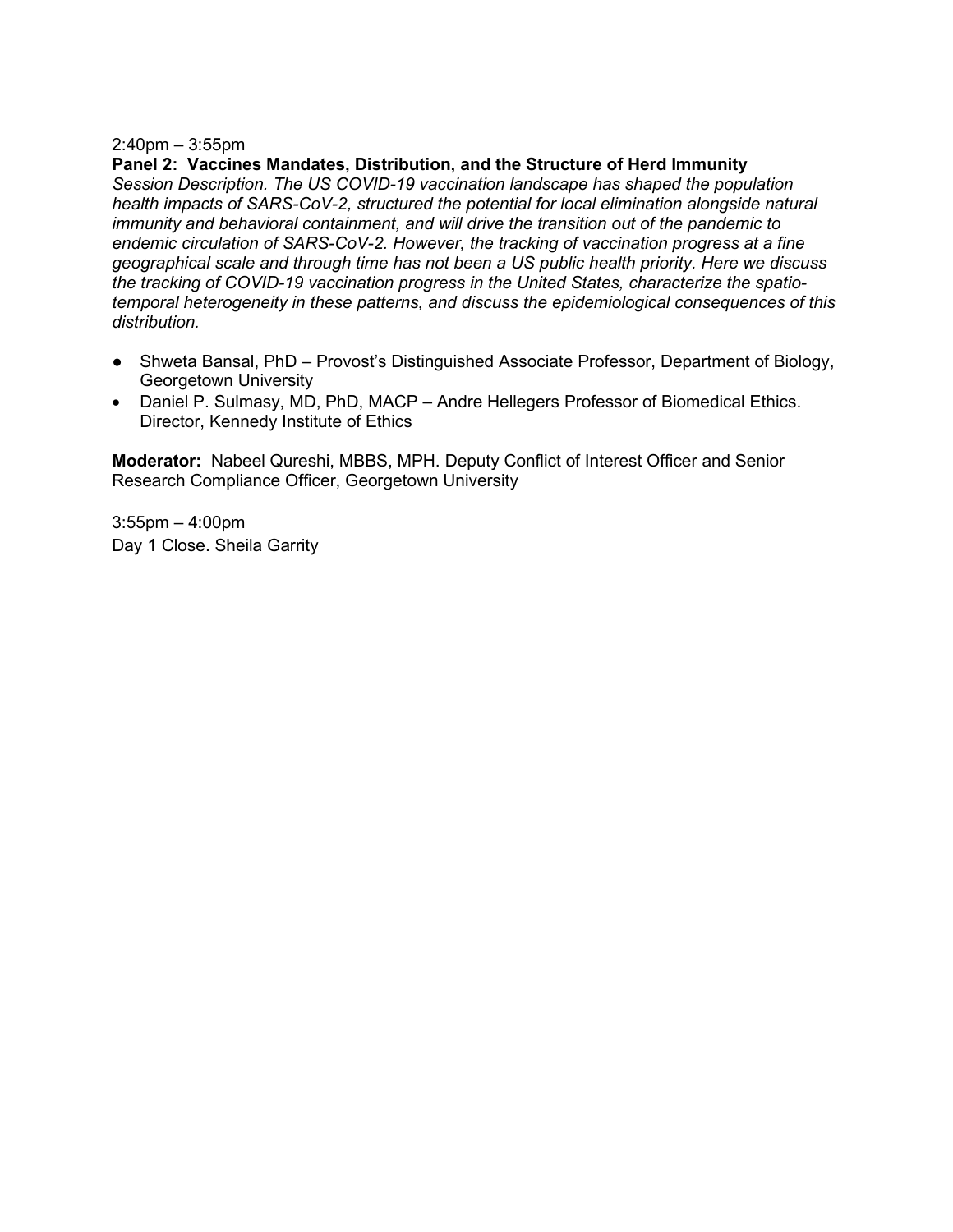2:40pm – 3:55pm

**Panel 2: Vaccines Mandates, Distribution, and the Structure of Herd Immunity**

*Session Description. The US COVID-19 vaccination landscape has shaped the population health impacts of SARS-CoV-2, structured the potential for local elimination alongside natural immunity and behavioral containment, and will drive the transition out of the pandemic to endemic circulation of SARS-CoV-2. However, the tracking of vaccination progress at a fine geographical scale and through time has not been a US public health priority. Here we discuss the tracking of COVID-19 vaccination progress in the United States, characterize the spatio-temporal heterogeneity in these patterns, and discuss the epidemiological consequences of this distribution.*

- Shweta Bansal, PhD – Provost's Distinguished Associate Professor, Department of Biology, Georgetown University
- Daniel P. Sulmasy, MD, PhD, MACP – Andre Hellegers Professor of Biomedical Ethics. Director, Kennedy Institute of Ethics

**Moderator:** Nabeel Qureshi, MBBS, MPH. Deputy Conflict of Interest Officer and Senior Research Compliance Officer, Georgetown University

3:55pm – 4:00pm

Day 1 Close. Sheila Garrity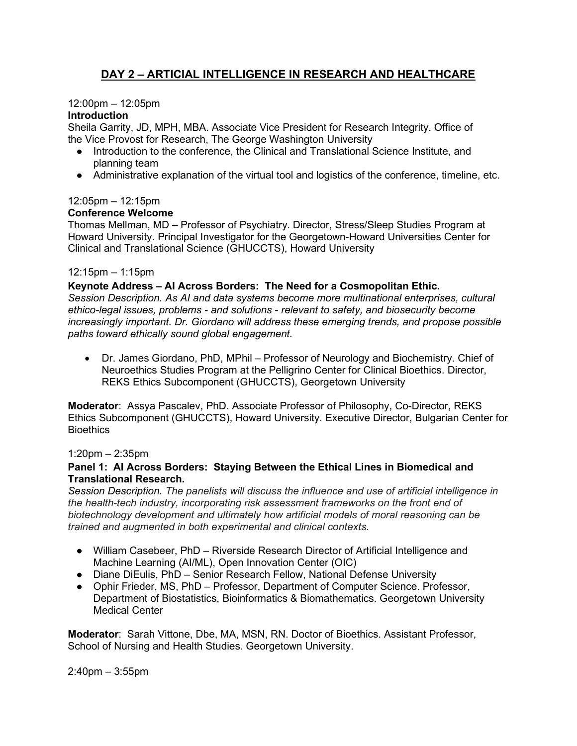## DAY 2 – ARTICIAL INTELLIGENCE IN RESEARCH AND HEALTHCARE

12:00pm – 12:05pm

**Introduction**

Sheila Garrity, JD, MPH, MBA. Associate Vice President for Research Integrity. Office of the Vice Provost for Research, The George Washington University

- Introduction to the conference, the Clinical and Translational Science Institute, and planning team
- Administrative explanation of the virtual tool and logistics of the conference, timeline, etc.

12:05pm – 12:15pm

**Conference Welcome**

Thomas Mellman, MD – Professor of Psychiatry. Director, Stress/Sleep Studies Program at Howard University. Principal Investigator for the Georgetown-Howard Universities Center for Clinical and Translational Science (GHUCCTS), Howard University

12:15pm – 1:15pm

**Keynote Address – AI Across Borders: The Need for a Cosmopolitan Ethic.**

*Session Description. As AI and data systems become more multinational enterprises, cultural ethico-legal issues, problems - and solutions - relevant to safety, and biosecurity become increasingly important. Dr. Giordano will address these emerging trends, and propose possible paths toward ethically sound global engagement.*

- Dr. James Giordano, PhD, MPhil – Professor of Neurology and Biochemistry. Chief of Neuroethics Studies Program at the Pelligrino Center for Clinical Bioethics. Director, REKS Ethics Subcomponent (GHUCCTS), Georgetown University

**Moderator**: Assya Pascalev, PhD. Associate Professor of Philosophy, Co-Director, REKS Ethics Subcomponent (GHUCCTS), Howard University. Executive Director, Bulgarian Center for Bioethics

1:20pm – 2:35pm

**Panel 1: AI Across Borders: Staying Between the Ethical Lines in Biomedical and Translational Research.**

*Session Description. The panelists will discuss the influence and use of artificial intelligence in the health-tech industry, incorporating risk assessment frameworks on the front end of biotechnology development and ultimately how artificial models of moral reasoning can be trained and augmented in both experimental and clinical contexts.*

- William Casebeer, PhD – Riverside Research Director of Artificial Intelligence and Machine Learning (AI/ML), Open Innovation Center (OIC)
- Diane DiEulis, PhD – Senior Research Fellow, National Defense University
- Ophir Frieder, MS, PhD – Professor, Department of Computer Science. Professor, Department of Biostatistics, Bioinformatics & Biomathematics. Georgetown University Medical Center

**Moderator**: Sarah Vittone, Dbe, MA, MSN, RN. Doctor of Bioethics. Assistant Professor, School of Nursing and Health Studies. Georgetown University.

2:40pm – 3:55pm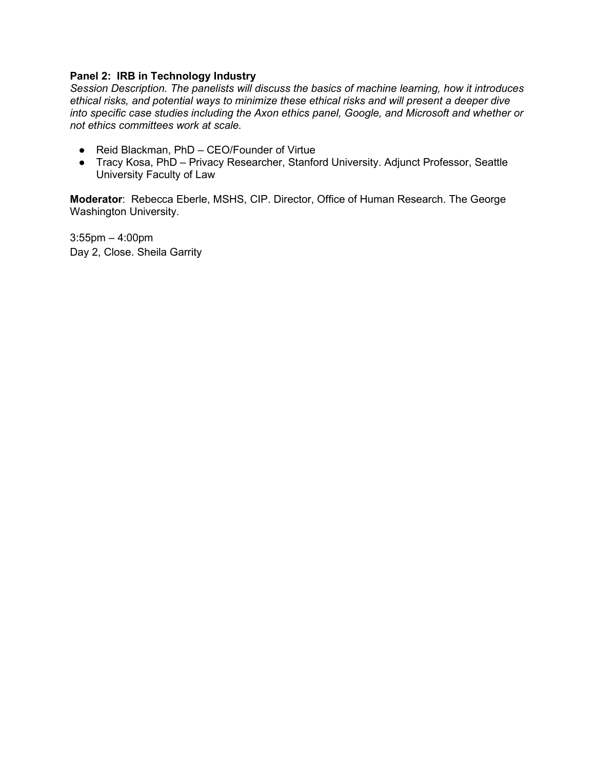**Panel 2: IRB in Technology Industry**

*Session Description. The panelists will discuss the basics of machine learning, how it introduces ethical risks, and potential ways to minimize these ethical risks and will present a deeper dive into specific case studies including the Axon ethics panel, Google, and Microsoft and whether or not ethics committees work at scale.*

- Reid Blackman, PhD – CEO/Founder of Virtue
- Tracy Kosa, PhD – Privacy Researcher, Stanford University. Adjunct Professor, Seattle University Faculty of Law

**Moderator**: Rebecca Eberle, MSHS, CIP. Director, Office of Human Research. The George Washington University.

3:55pm – 4:00pm
Day 2, Close. Sheila Garrity